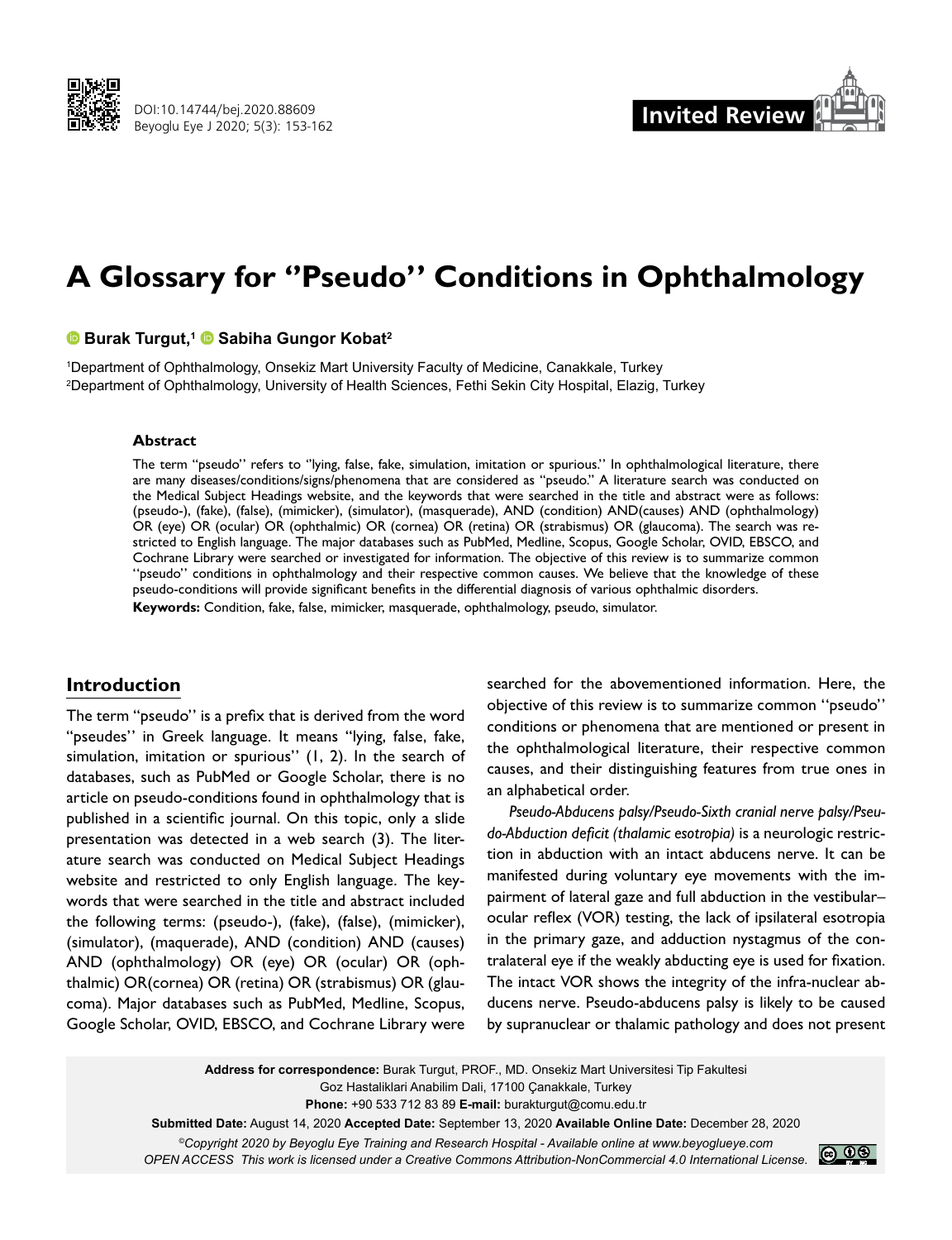DOI:10.14744/bej.2020.88609

Invited Review

# A Glossary for ''Pseudo'' Conditions in Ophthalmology

**Burak Turgut,[1] Sabiha Gungor Kobat[2]**

[1]Department of Ophthalmology, Onsekiz Mart University Faculty of Medicine, Canakkale, Turkey
[2]Department of Ophthalmology, University of Health Sciences, Fethi Sekin City Hospital, Elazig, Turkey

### Abstract

The term ''pseudo'' refers to ''lying, false, fake, simulation, imitation or spurious.'' In ophthalmological literature, there are many diseases/conditions/signs/phenomena that are considered as ''pseudo.'' A literature search was conducted on the Medical Subject Headings website, and the keywords that were searched in the title and abstract were as follows: (pseudo-), (fake), (false), (mimicker), (simulator), (masquerade), AND (condition) AND(causes) AND (ophthalmology) OR (eye) OR (ocular) OR (ophthalmic) OR (cornea) OR (retina) OR (strabismus) OR (glaucoma). The search was restricted to English language. The major databases such as PubMed, Medline, Scopus, Google Scholar, OVID, EBSCO, and Cochrane Library were searched or investigated for information. The objective of this review is to summarize common ''pseudo'' conditions in ophthalmology and their respective common causes. We believe that the knowledge of these pseudo-conditions will provide significant benefits in the differential diagnosis of various ophthalmic disorders.

**Keywords:** Condition, fake, false, mimicker, masquerade, ophthalmology, pseudo, simulator.

## Introduction

The term ''pseudo'' is a prefix that is derived from the word ''pseudes'' in Greek language. It means ''lying, false, fake, simulation, imitation or spurious'' (1, 2). In the search of databases, such as PubMed or Google Scholar, there is no article on pseudo-conditions found in ophthalmology that is published in a scientific journal. On this topic, only a slide presentation was detected in a web search (3). The literature search was conducted on Medical Subject Headings website and restricted to only English language. The keywords that were searched in the title and abstract included the following terms: (pseudo-), (fake), (false), (mimicker), (simulator), (maquerade), AND (condition) AND (causes) AND (ophthalmology) OR (eye) OR (ocular) OR (ophthalmic) OR(cornea) OR (retina) OR (strabismus) OR (glaucoma). Major databases such as PubMed, Medline, Scopus, Google Scholar, OVID, EBSCO, and Cochrane Library were searched for the abovementioned information. Here, the objective of this review is to summarize common ''pseudo'' conditions or phenomena that are mentioned or present in the ophthalmological literature, their respective common causes, and their distinguishing features from true ones in an alphabetical order.

*Pseudo-Abducens palsy/Pseudo-Sixth cranial nerve palsy/Pseudo-Abduction deficit (thalamic esotropia)* is a neurologic restriction in abduction with an intact abducens nerve. It can be manifested during voluntary eye movements with the impairment of lateral gaze and full abduction in the vestibular–ocular reflex (VOR) testing, the lack of ipsilateral esotropia in the primary gaze, and adduction nystagmus of the contralateral eye if the weakly abducting eye is used for fixation. The intact VOR shows the integrity of the infra-nuclear abducens nerve. Pseudo-abducens palsy is likely to be caused by supranuclear or thalamic pathology and does not present

**Address for correspondence:** Burak Turgut, PROF., MD. Onsekiz Mart Universitesi Tip Fakultesi Goz Hastaliklari Anabilim Dali, 17100 Çanakkale, Turkey
**Phone:** +90 533 712 83 89 **E-mail:** burakturgut@comu.edu.tr
**Submitted Date:** August 14, 2020 **Accepted Date:** September 13, 2020 **Available Online Date:** December 28, 2020
*©Copyright 2020 by Beyoglu Eye Training and Research Hospital - Available online at www.beyoglueye.com*
*OPEN ACCESS This work is licensed under a Creative Commons Attribution-NonCommercial 4.0 International License.*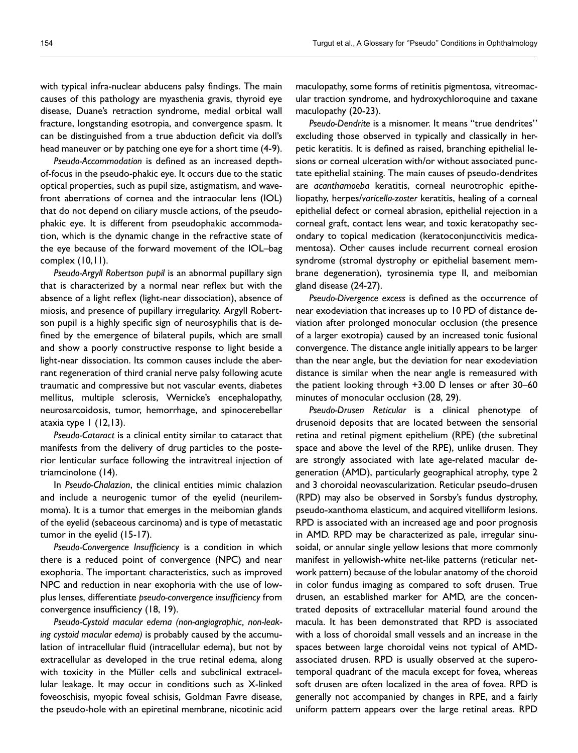with typical infra-nuclear abducens palsy findings. The main causes of this pathology are myasthenia gravis, thyroid eye disease, Duane's retraction syndrome, medial orbital wall fracture, longstanding esotropia, and convergence spasm. It can be distinguished from a true abduction deficit via doll's head maneuver or by patching one eye for a short time (4-9).

*Pseudo-Accommodation* is defined as an increased depth-of-focus in the pseudo-phakic eye. It occurs due to the static optical properties, such as pupil size, astigmatism, and wavefront aberrations of cornea and the intraocular lens (IOL) that do not depend on ciliary muscle actions, of the pseudophakic eye. It is different from pseudophakic accommodation, which is the dynamic change in the refractive state of the eye because of the forward movement of the IOL–bag complex (10,11).

*Pseudo-Argyll Robertson pupil* is an abnormal pupillary sign that is characterized by a normal near reflex but with the absence of a light reflex (light-near dissociation), absence of miosis, and presence of pupillary irregularity. Argyll Robertson pupil is a highly specific sign of neurosyphilis that is defined by the emergence of bilateral pupils, which are small and show a poorly constructive response to light beside a light-near dissociation. Its common causes include the aberrant regeneration of third cranial nerve palsy following acute traumatic and compressive but not vascular events, diabetes mellitus, multiple sclerosis, Wernicke's encephalopathy, neurosarcoidosis, tumor, hemorrhage, and spinocerebellar ataxia type 1 (12,13).

*Pseudo-Cataract* is a clinical entity similar to cataract that manifests from the delivery of drug particles to the posterior lenticular surface following the intravitreal injection of triamcinolone (14).

In *Pseudo-Chalazion*, the clinical entities mimic chalazion and include a neurogenic tumor of the eyelid (neurilemmoma). It is a tumor that emerges in the meibomian glands of the eyelid (sebaceous carcinoma) and is type of metastatic tumor in the eyelid (15-17).

*Pseudo-Convergence Insufficiency* is a condition in which there is a reduced point of convergence (NPC) and near exophoria. The important characteristics, such as improved NPC and reduction in near exophoria with the use of low-plus lenses, differentiate *pseudo-convergence insufficiency* from convergence insufficiency (18, 19).

*Pseudo-Cystoid macular edema (non-angiographic, non-leaking cystoid macular edema)* is probably caused by the accumulation of intracellular fluid (intracellular edema), but not by extracellular as developed in the true retinal edema, along with toxicity in the Müller cells and subclinical extracellular leakage. It may occur in conditions such as X-linked foveoschisis, myopic foveal schisis, Goldman Favre disease, the pseudo-hole with an epiretinal membrane, nicotinic acid maculopathy, some forms of retinitis pigmentosa, vitreomacular traction syndrome, and hydroxychloroquine and taxane maculopathy (20-23).

*Pseudo-Dendrite* is a misnomer. It means "true dendrites" excluding those observed in typically and classically in herpetic keratitis. It is defined as raised, branching epithelial lesions or corneal ulceration with/or without associated punctate epithelial staining. The main causes of pseudo-dendrites are *acanthamoeba* keratitis, corneal neurotrophic epitheliopathy, herpes/*varicella-zoster* keratitis, healing of a corneal epithelial defect or corneal abrasion, epithelial rejection in a corneal graft, contact lens wear, and toxic keratopathy secondary to topical medication (keratoconjunctivitis medicamentosa). Other causes include recurrent corneal erosion syndrome (stromal dystrophy or epithelial basement membrane degeneration), tyrosinemia type II, and meibomian gland disease (24-27).

*Pseudo-Divergence excess* is defined as the occurrence of near exodeviation that increases up to 10 PD of distance deviation after prolonged monocular occlusion (the presence of a larger exotropia) caused by an increased tonic fusional convergence. The distance angle initially appears to be larger than the near angle, but the deviation for near exodeviation distance is similar when the near angle is remeasured with the patient looking through +3.00 D lenses or after 30–60 minutes of monocular occlusion (28, 29).

*Pseudo-Drusen Reticular* is a clinical phenotype of drusenoid deposits that are located between the sensorial retina and retinal pigment epithelium (RPE) (the subretinal space and above the level of the RPE), unlike drusen. They are strongly associated with late age-related macular degeneration (AMD), particularly geographical atrophy, type 2 and 3 choroidal neovascularization. Reticular pseudo-drusen (RPD) may also be observed in Sorsby's fundus dystrophy, pseudo-xanthoma elasticum, and acquired vitelliform lesions. RPD is associated with an increased age and poor prognosis in AMD. RPD may be characterized as pale, irregular sinusoidal, or annular single yellow lesions that more commonly manifest in yellowish-white net-like patterns (reticular network pattern) because of the lobular anatomy of the choroid in color fundus imaging as compared to soft drusen. True drusen, an established marker for AMD, are the concentrated deposits of extracellular material found around the macula. It has been demonstrated that RPD is associated with a loss of choroidal small vessels and an increase in the spaces between large choroidal veins not typical of AMD-associated drusen. RPD is usually observed at the superotemporal quadrant of the macula except for fovea, whereas soft drusen are often localized in the area of fovea. RPD is generally not accompanied by changes in RPE, and a fairly uniform pattern appears over the large retinal areas. RPD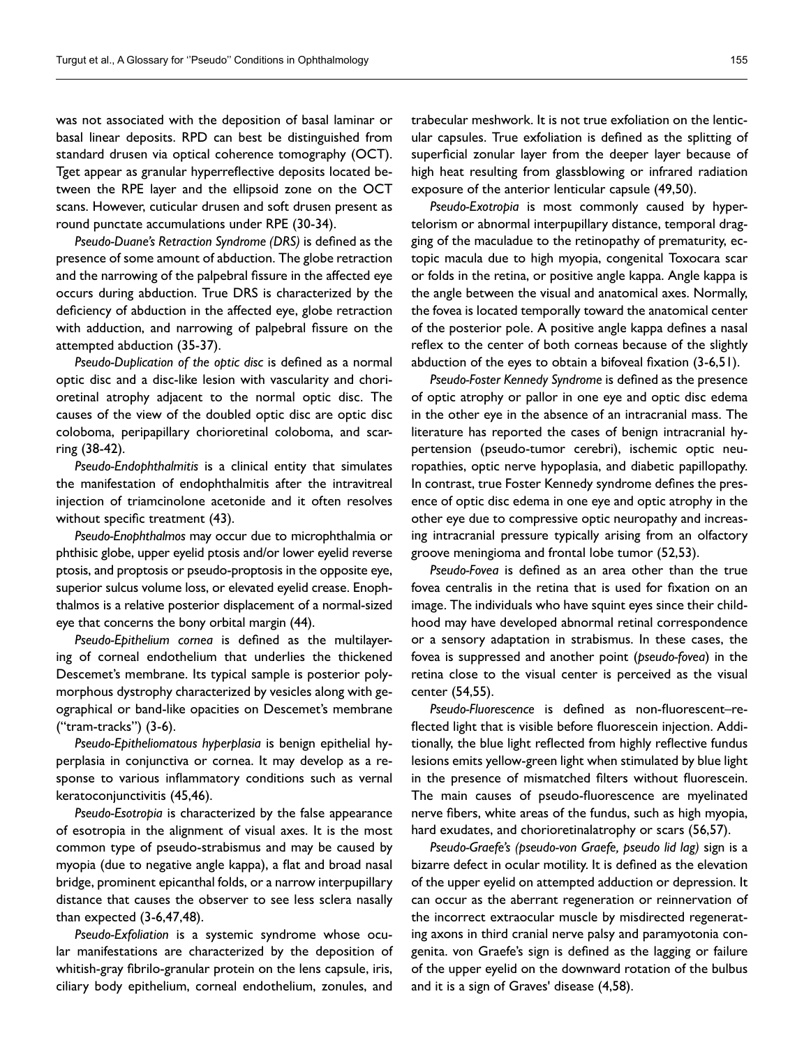was not associated with the deposition of basal laminar or basal linear deposits. RPD can best be distinguished from standard drusen via optical coherence tomography (OCT). Tget appear as granular hyperreflective deposits located between the RPE layer and the ellipsoid zone on the OCT scans. However, cuticular drusen and soft drusen present as round punctate accumulations under RPE (30-34).

*Pseudo-Duane's Retraction Syndrome (DRS)* is defined as the presence of some amount of abduction. The globe retraction and the narrowing of the palpebral fissure in the affected eye occurs during abduction. True DRS is characterized by the deficiency of abduction in the affected eye, globe retraction with adduction, and narrowing of palpebral fissure on the attempted abduction (35-37).

*Pseudo-Duplication of the optic disc* is defined as a normal optic disc and a disc-like lesion with vascularity and chorioretinal atrophy adjacent to the normal optic disc. The causes of the view of the doubled optic disc are optic disc coloboma, peripapillary chorioretinal coloboma, and scarring (38-42).

*Pseudo-Endophthalmitis* is a clinical entity that simulates the manifestation of endophthalmitis after the intravitreal injection of triamcinolone acetonide and it often resolves without specific treatment (43).

*Pseudo-Enophthalmos* may occur due to microphthalmia or phthisic globe, upper eyelid ptosis and/or lower eyelid reverse ptosis, and proptosis or pseudo-proptosis in the opposite eye, superior sulcus volume loss, or elevated eyelid crease. Enophthalmos is a relative posterior displacement of a normal-sized eye that concerns the bony orbital margin (44).

*Pseudo-Epithelium cornea* is defined as the multilayering of corneal endothelium that underlies the thickened Descemet's membrane. Its typical sample is posterior polymorphous dystrophy characterized by vesicles along with geographical or band-like opacities on Descemet's membrane ("tram-tracks") (3-6).

*Pseudo-Epitheliomatous hyperplasia* is benign epithelial hyperplasia in conjunctiva or cornea. It may develop as a response to various inflammatory conditions such as vernal keratoconjunctivitis (45,46).

*Pseudo-Esotropia* is characterized by the false appearance of esotropia in the alignment of visual axes. It is the most common type of pseudo-strabismus and may be caused by myopia (due to negative angle kappa), a flat and broad nasal bridge, prominent epicanthal folds, or a narrow interpupillary distance that causes the observer to see less sclera nasally than expected (3-6,47,48).

*Pseudo-Exfoliation* is a systemic syndrome whose ocular manifestations are characterized by the deposition of whitish-gray fibrilo-granular protein on the lens capsule, iris, ciliary body epithelium, corneal endothelium, zonules, and trabecular meshwork. It is not true exfoliation on the lenticular capsules. True exfoliation is defined as the splitting of superficial zonular layer from the deeper layer because of high heat resulting from glassblowing or infrared radiation exposure of the anterior lenticular capsule (49,50).

*Pseudo-Exotropia* is most commonly caused by hypertelorism or abnormal interpupillary distance, temporal dragging of the maculadue to the retinopathy of prematurity, ectopic macula due to high myopia, congenital Toxocara scar or folds in the retina, or positive angle kappa. Angle kappa is the angle between the visual and anatomical axes. Normally, the fovea is located temporally toward the anatomical center of the posterior pole. A positive angle kappa defines a nasal reflex to the center of both corneas because of the slightly abduction of the eyes to obtain a bifoveal fixation (3-6,51).

*Pseudo-Foster Kennedy Syndrome* is defined as the presence of optic atrophy or pallor in one eye and optic disc edema in the other eye in the absence of an intracranial mass. The literature has reported the cases of benign intracranial hypertension (pseudo-tumor cerebri), ischemic optic neuropathies, optic nerve hypoplasia, and diabetic papillopathy. In contrast, true Foster Kennedy syndrome defines the presence of optic disc edema in one eye and optic atrophy in the other eye due to compressive optic neuropathy and increasing intracranial pressure typically arising from an olfactory groove meningioma and frontal lobe tumor (52,53).

*Pseudo-Fovea* is defined as an area other than the true fovea centralis in the retina that is used for fixation on an image. The individuals who have squint eyes since their childhood may have developed abnormal retinal correspondence or a sensory adaptation in strabismus. In these cases, the fovea is suppressed and another point (*pseudo-fovea*) in the retina close to the visual center is perceived as the visual center (54,55).

*Pseudo-Fluorescence* is defined as non-fluorescent–reflected light that is visible before fluorescein injection. Additionally, the blue light reflected from highly reflective fundus lesions emits yellow-green light when stimulated by blue light in the presence of mismatched filters without fluorescein. The main causes of pseudo-fluorescence are myelinated nerve fibers, white areas of the fundus, such as high myopia, hard exudates, and chorioretinalatrophy or scars (56,57).

*Pseudo-Graefe's (pseudo-von Graefe, pseudo lid lag)* sign is a bizarre defect in ocular motility. It is defined as the elevation of the upper eyelid on attempted adduction or depression. It can occur as the aberrant regeneration or reinnervation of the incorrect extraocular muscle by misdirected regenerating axons in third cranial nerve palsy and paramyotonia congenita. von Graefe's sign is defined as the lagging or failure of the upper eyelid on the downward rotation of the bulbus and it is a sign of Graves' disease (4,58).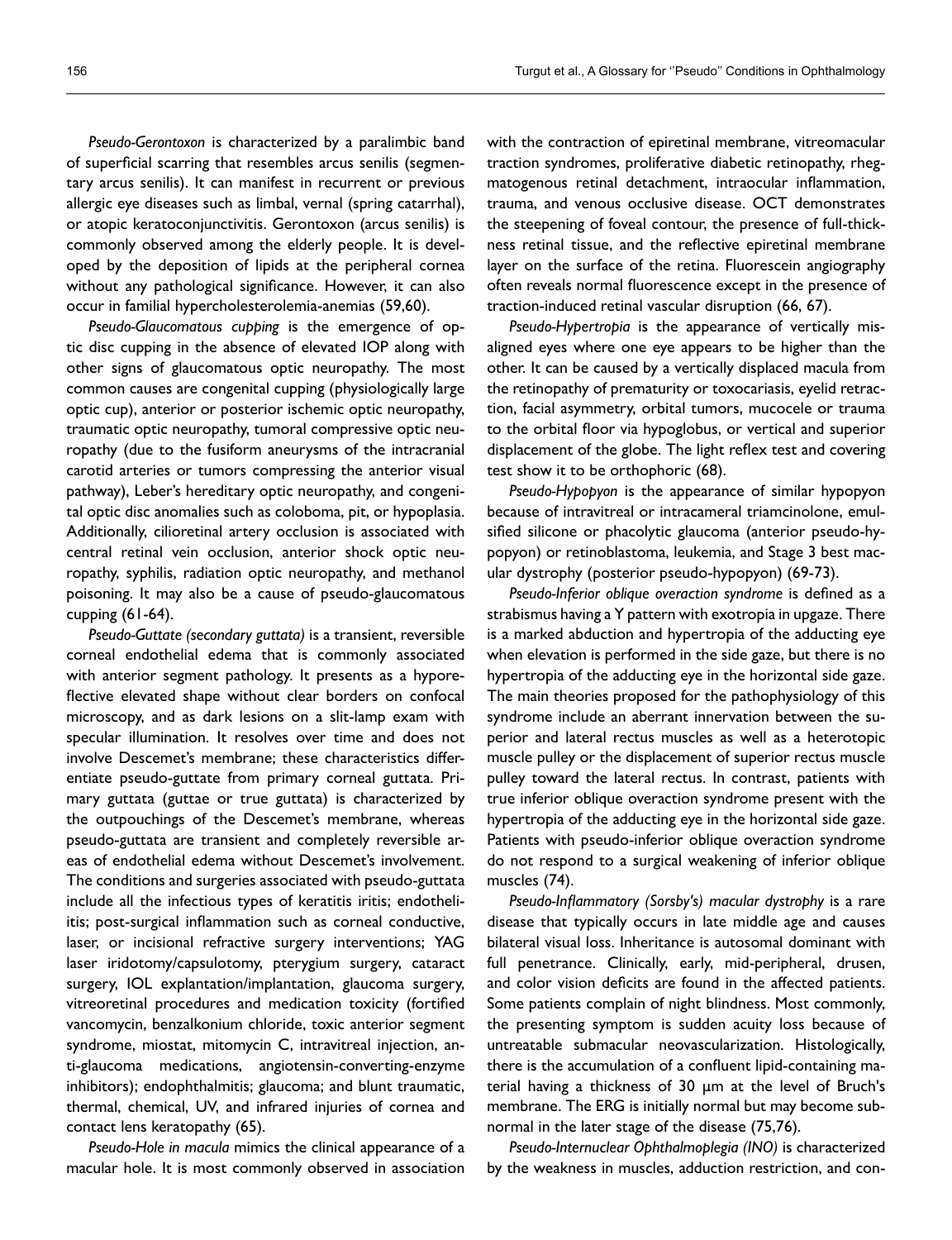*Pseudo-Gerontoxon* is characterized by a paralimbic band of superficial scarring that resembles arcus senilis (segmentary arcus senilis). It can manifest in recurrent or previous allergic eye diseases such as limbal, vernal (spring catarrhal), or atopic keratoconjunctivitis. Gerontoxon (arcus senilis) is commonly observed among the elderly people. It is developed by the deposition of lipids at the peripheral cornea without any pathological significance. However, it can also occur in familial hypercholesterolemia-anemias (59,60).

*Pseudo-Glaucomatous cupping* is the emergence of optic disc cupping in the absence of elevated IOP along with other signs of glaucomatous optic neuropathy. The most common causes are congenital cupping (physiologically large optic cup), anterior or posterior ischemic optic neuropathy, traumatic optic neuropathy, tumoral compressive optic neuropathy (due to the fusiform aneurysms of the intracranial carotid arteries or tumors compressing the anterior visual pathway), Leber's hereditary optic neuropathy, and congenital optic disc anomalies such as coloboma, pit, or hypoplasia. Additionally, cilioretinal artery occlusion is associated with central retinal vein occlusion, anterior shock optic neuropathy, syphilis, radiation optic neuropathy, and methanol poisoning. It may also be a cause of pseudo-glaucomatous cupping (61-64).

*Pseudo-Guttate (secondary guttata)* is a transient, reversible corneal endothelial edema that is commonly associated with anterior segment pathology. It presents as a hyporeflective elevated shape without clear borders on confocal microscopy, and as dark lesions on a slit-lamp exam with specular illumination. It resolves over time and does not involve Descemet's membrane; these characteristics differentiate pseudo-guttate from primary corneal guttata. Primary guttata (guttae or true guttata) is characterized by the outpouchings of the Descemet's membrane, whereas pseudo-guttata are transient and completely reversible areas of endothelial edema without Descemet's involvement. The conditions and surgeries associated with pseudo-guttata include all the infectious types of keratitis iritis; endotheliitis; post-surgical inflammation such as corneal conductive, laser, or incisional refractive surgery interventions; YAG laser iridotomy/capsulotomy, pterygium surgery, cataract surgery, IOL explantation/implantation, glaucoma surgery, vitreoretinal procedures and medication toxicity (fortified vancomycin, benzalkonium chloride, toxic anterior segment syndrome, miostat, mitomycin C, intravitreal injection, anti-glaucoma medications, angiotensin-converting-enzyme inhibitors); endophthalmitis; glaucoma; and blunt traumatic, thermal, chemical, UV, and infrared injuries of cornea and contact lens keratopathy (65).

*Pseudo-Hole in macula* mimics the clinical appearance of a macular hole. It is most commonly observed in association with the contraction of epiretinal membrane, vitreomacular traction syndromes, proliferative diabetic retinopathy, rhegmatogenous retinal detachment, intraocular inflammation, trauma, and venous occlusive disease. OCT demonstrates the steepening of foveal contour, the presence of full-thickness retinal tissue, and the reflective epiretinal membrane layer on the surface of the retina. Fluorescein angiography often reveals normal fluorescence except in the presence of traction-induced retinal vascular disruption (66, 67).

*Pseudo-Hypertropia* is the appearance of vertically misaligned eyes where one eye appears to be higher than the other. It can be caused by a vertically displaced macula from the retinopathy of prematurity or toxocariasis, eyelid retraction, facial asymmetry, orbital tumors, mucocele or trauma to the orbital floor via hypoglobus, or vertical and superior displacement of the globe. The light reflex test and covering test show it to be orthophoric (68).

*Pseudo-Hypopyon* is the appearance of similar hypopyon because of intravitreal or intracameral triamcinolone, emulsified silicone or phacolytic glaucoma (anterior pseudo-hypopyon) or retinoblastoma, leukemia, and Stage 3 best macular dystrophy (posterior pseudo-hypopyon) (69-73).

*Pseudo-Inferior oblique overaction syndrome* is defined as a strabismus having a Y pattern with exotropia in upgaze. There is a marked abduction and hypertropia of the adducting eye when elevation is performed in the side gaze, but there is no hypertropia of the adducting eye in the horizontal side gaze. The main theories proposed for the pathophysiology of this syndrome include an aberrant innervation between the superior and lateral rectus muscles as well as a heterotopic muscle pulley or the displacement of superior rectus muscle pulley toward the lateral rectus. In contrast, patients with true inferior oblique overaction syndrome present with the hypertropia of the adducting eye in the horizontal side gaze. Patients with pseudo-inferior oblique overaction syndrome do not respond to a surgical weakening of inferior oblique muscles (74).

*Pseudo-Inflammatory (Sorsby's) macular dystrophy* is a rare disease that typically occurs in late middle age and causes bilateral visual loss. Inheritance is autosomal dominant with full penetrance. Clinically, early, mid-peripheral, drusen, and color vision deficits are found in the affected patients. Some patients complain of night blindness. Most commonly, the presenting symptom is sudden acuity loss because of untreatable submacular neovascularization. Histologically, there is the accumulation of a confluent lipid-containing material having a thickness of 30 µm at the level of Bruch's membrane. The ERG is initially normal but may become subnormal in the later stage of the disease (75,76).

*Pseudo-Internuclear Ophthalmoplegia (INO)* is characterized by the weakness in muscles, adduction restriction, and con-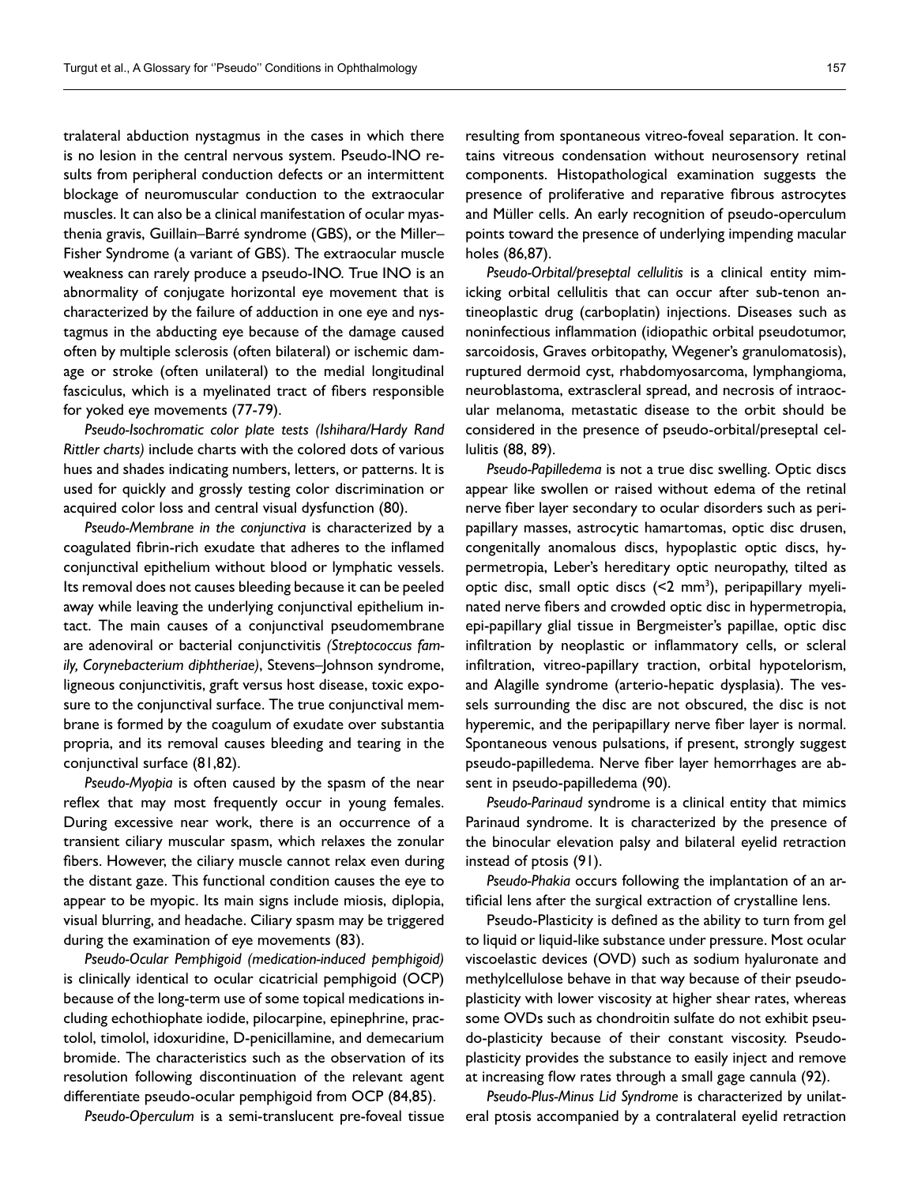tralateral abduction nystagmus in the cases in which there is no lesion in the central nervous system. Pseudo-INO results from peripheral conduction defects or an intermittent blockage of neuromuscular conduction to the extraocular muscles. It can also be a clinical manifestation of ocular myasthenia gravis, Guillain–Barré syndrome (GBS), or the Miller–Fisher Syndrome (a variant of GBS). The extraocular muscle weakness can rarely produce a pseudo-INO. True INO is an abnormality of conjugate horizontal eye movement that is characterized by the failure of adduction in one eye and nystagmus in the abducting eye because of the damage caused often by multiple sclerosis (often bilateral) or ischemic damage or stroke (often unilateral) to the medial longitudinal fasciculus, which is a myelinated tract of fibers responsible for yoked eye movements (77-79).

*Pseudo-Isochromatic color plate tests (Ishihara/Hardy Rand Rittler charts)* include charts with the colored dots of various hues and shades indicating numbers, letters, or patterns. It is used for quickly and grossly testing color discrimination or acquired color loss and central visual dysfunction (80).

*Pseudo-Membrane in the conjunctiva* is characterized by a coagulated fibrin-rich exudate that adheres to the inflamed conjunctival epithelium without blood or lymphatic vessels. Its removal does not causes bleeding because it can be peeled away while leaving the underlying conjunctival epithelium intact. The main causes of a conjunctival pseudomembrane are adenoviral or bacterial conjunctivitis *(Streptococcus family, Corynebacterium diphtheriae)*, Stevens–Johnson syndrome, ligneous conjunctivitis, graft versus host disease, toxic exposure to the conjunctival surface. The true conjunctival membrane is formed by the coagulum of exudate over substantia propria, and its removal causes bleeding and tearing in the conjunctival surface (81,82).

*Pseudo-Myopia* is often caused by the spasm of the near reflex that may most frequently occur in young females. During excessive near work, there is an occurrence of a transient ciliary muscular spasm, which relaxes the zonular fibers. However, the ciliary muscle cannot relax even during the distant gaze. This functional condition causes the eye to appear to be myopic. Its main signs include miosis, diplopia, visual blurring, and headache. Ciliary spasm may be triggered during the examination of eye movements (83).

*Pseudo-Ocular Pemphigoid (medication-induced pemphigoid)* is clinically identical to ocular cicatricial pemphigoid (OCP) because of the long-term use of some topical medications including echothiophate iodide, pilocarpine, epinephrine, practolol, timolol, idoxuridine, D-penicillamine, and demecarium bromide. The characteristics such as the observation of its resolution following discontinuation of the relevant agent differentiate pseudo-ocular pemphigoid from OCP (84,85).

*Pseudo-Operculum* is a semi-translucent pre-foveal tissue resulting from spontaneous vitreo-foveal separation. It contains vitreous condensation without neurosensory retinal components. Histopathological examination suggests the presence of proliferative and reparative fibrous astrocytes and Müller cells. An early recognition of pseudo-operculum points toward the presence of underlying impending macular holes (86,87).

*Pseudo-Orbital/preseptal cellulitis* is a clinical entity mimicking orbital cellulitis that can occur after sub-tenon antineoplastic drug (carboplatin) injections. Diseases such as noninfectious inflammation (idiopathic orbital pseudotumor, sarcoidosis, Graves orbitopathy, Wegener's granulomatosis), ruptured dermoid cyst, rhabdomyosarcoma, lymphangioma, neuroblastoma, extrascleral spread, and necrosis of intraocular melanoma, metastatic disease to the orbit should be considered in the presence of pseudo-orbital/preseptal cellulitis (88, 89).

*Pseudo-Papilledema* is not a true disc swelling. Optic discs appear like swollen or raised without edema of the retinal nerve fiber layer secondary to ocular disorders such as peripapillary masses, astrocytic hamartomas, optic disc drusen, congenitally anomalous discs, hypoplastic optic discs, hypermetropia, Leber's hereditary optic neuropathy, tilted as optic disc, small optic discs (<2 $mm^3$), peripapillary myelinated nerve fibers and crowded optic disc in hypermetropia, epi-papillary glial tissue in Bergmeister's papillae, optic disc infiltration by neoplastic or inflammatory cells, or scleral infiltration, vitreo-papillary traction, orbital hypotelorism, and Alagille syndrome (arterio-hepatic dysplasia). The vessels surrounding the disc are not obscured, the disc is not hyperemic, and the peripapillary nerve fiber layer is normal. Spontaneous venous pulsations, if present, strongly suggest pseudo-papilledema. Nerve fiber layer hemorrhages are absent in pseudo-papilledema (90).

*Pseudo-Parinaud* syndrome is a clinical entity that mimics Parinaud syndrome. It is characterized by the presence of the binocular elevation palsy and bilateral eyelid retraction instead of ptosis (91).

*Pseudo-Phakia* occurs following the implantation of an artificial lens after the surgical extraction of crystalline lens.

Pseudo-Plasticity is defined as the ability to turn from gel to liquid or liquid-like substance under pressure. Most ocular viscoelastic devices (OVD) such as sodium hyaluronate and methylcellulose behave in that way because of their pseudoplasticity with lower viscosity at higher shear rates, whereas some OVDs such as chondroitin sulfate do not exhibit pseudo-plasticity because of their constant viscosity. Pseudoplasticity provides the substance to easily inject and remove at increasing flow rates through a small gage cannula (92).

*Pseudo-Plus-Minus Lid Syndrome* is characterized by unilateral ptosis accompanied by a contralateral eyelid retraction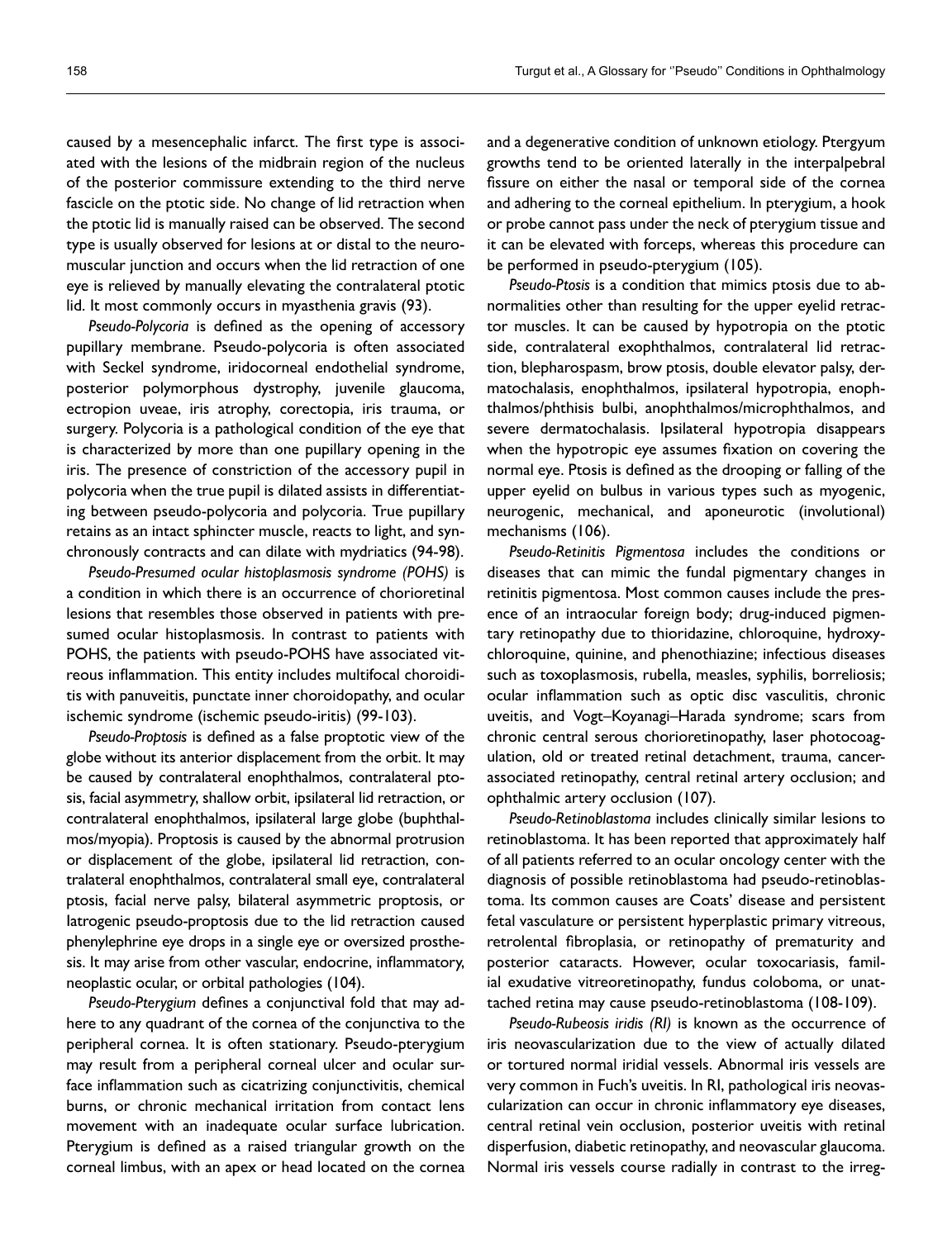caused by a mesencephalic infarct. The first type is associated with the lesions of the midbrain region of the nucleus of the posterior commissure extending to the third nerve fascicle on the ptotic side. No change of lid retraction when the ptotic lid is manually raised can be observed. The second type is usually observed for lesions at or distal to the neuromuscular junction and occurs when the lid retraction of one eye is relieved by manually elevating the contralateral ptotic lid. It most commonly occurs in myasthenia gravis (93).

*Pseudo-Polycoria* is defined as the opening of accessory pupillary membrane. Pseudo-polycoria is often associated with Seckel syndrome, iridocorneal endothelial syndrome, posterior polymorphous dystrophy, juvenile glaucoma, ectropion uveae, iris atrophy, corectopia, iris trauma, or surgery. Polycoria is a pathological condition of the eye that is characterized by more than one pupillary opening in the iris. The presence of constriction of the accessory pupil in polycoria when the true pupil is dilated assists in differentiating between pseudo-polycoria and polycoria. True pupillary retains as an intact sphincter muscle, reacts to light, and synchronously contracts and can dilate with mydriatics (94-98).

*Pseudo-Presumed ocular histoplasmosis syndrome (POHS)* is a condition in which there is an occurrence of chorioretinal lesions that resembles those observed in patients with presumed ocular histoplasmosis. In contrast to patients with POHS, the patients with pseudo-POHS have associated vitreous inflammation. This entity includes multifocal choroiditis with panuveitis, punctate inner choroidopathy, and ocular ischemic syndrome (ischemic pseudo-iritis) (99-103).

*Pseudo-Proptosis* is defined as a false proptotic view of the globe without its anterior displacement from the orbit. It may be caused by contralateral enophthalmos, contralateral ptosis, facial asymmetry, shallow orbit, ipsilateral lid retraction, or contralateral enophthalmos, ipsilateral large globe (buphthalmos/myopia). Proptosis is caused by the abnormal protrusion or displacement of the globe, ipsilateral lid retraction, contralateral enophthalmos, contralateral small eye, contralateral ptosis, facial nerve palsy, bilateral asymmetric proptosis, or Iatrogenic pseudo-proptosis due to the lid retraction caused phenylephrine eye drops in a single eye or oversized prosthesis. It may arise from other vascular, endocrine, inflammatory, neoplastic ocular, or orbital pathologies (104).

*Pseudo-Pterygium* defines a conjunctival fold that may adhere to any quadrant of the cornea of the conjunctiva to the peripheral cornea. It is often stationary. Pseudo-pterygium may result from a peripheral corneal ulcer and ocular surface inflammation such as cicatrizing conjunctivitis, chemical burns, or chronic mechanical irritation from contact lens movement with an inadequate ocular surface lubrication. Pterygium is defined as a raised triangular growth on the corneal limbus, with an apex or head located on the cornea and a degenerative condition of unknown etiology. Ptergyum growths tend to be oriented laterally in the interpalpebral fissure on either the nasal or temporal side of the cornea and adhering to the corneal epithelium. In pterygium, a hook or probe cannot pass under the neck of pterygium tissue and it can be elevated with forceps, whereas this procedure can be performed in pseudo-pterygium (105).

*Pseudo-Ptosis* is a condition that mimics ptosis due to abnormalities other than resulting for the upper eyelid retractor muscles. It can be caused by hypotropia on the ptotic side, contralateral exophthalmos, contralateral lid retraction, blepharospasm, brow ptosis, double elevator palsy, dermatochalasis, enophthalmos, ipsilateral hypotropia, enophthalmos/phthisis bulbi, anophthalmos/microphthalmos, and severe dermatochalasis. Ipsilateral hypotropia disappears when the hypotropic eye assumes fixation on covering the normal eye. Ptosis is defined as the drooping or falling of the upper eyelid on bulbus in various types such as myogenic, neurogenic, mechanical, and aponeurotic (involutional) mechanisms (106).

*Pseudo-Retinitis Pigmentosa* includes the conditions or diseases that can mimic the fundal pigmentary changes in retinitis pigmentosa. Most common causes include the presence of an intraocular foreign body; drug-induced pigmentary retinopathy due to thioridazine, chloroquine, hydroxychloroquine, quinine, and phenothiazine; infectious diseases such as toxoplasmosis, rubella, measles, syphilis, borreliosis; ocular inflammation such as optic disc vasculitis, chronic uveitis, and Vogt–Koyanagi–Harada syndrome; scars from chronic central serous chorioretinopathy, laser photocoagulation, old or treated retinal detachment, trauma, cancer-associated retinopathy, central retinal artery occlusion; and ophthalmic artery occlusion (107).

*Pseudo-Retinoblastoma* includes clinically similar lesions to retinoblastoma. It has been reported that approximately half of all patients referred to an ocular oncology center with the diagnosis of possible retinoblastoma had pseudo-retinoblastoma. Its common causes are Coats' disease and persistent fetal vasculature or persistent hyperplastic primary vitreous, retrolental fibroplasia, or retinopathy of prematurity and posterior cataracts. However, ocular toxocariasis, familial exudative vitreoretinopathy, fundus coloboma, or unattached retina may cause pseudo-retinoblastoma (108-109).

*Pseudo-Rubeosis iridis (RI)* is known as the occurrence of iris neovascularization due to the view of actually dilated or tortured normal iridial vessels. Abnormal iris vessels are very common in Fuch's uveitis. In RI, pathological iris neovascularization can occur in chronic inflammatory eye diseases, central retinal vein occlusion, posterior uveitis with retinal disperfusion, diabetic retinopathy, and neovascular glaucoma. Normal iris vessels course radially in contrast to the irreg-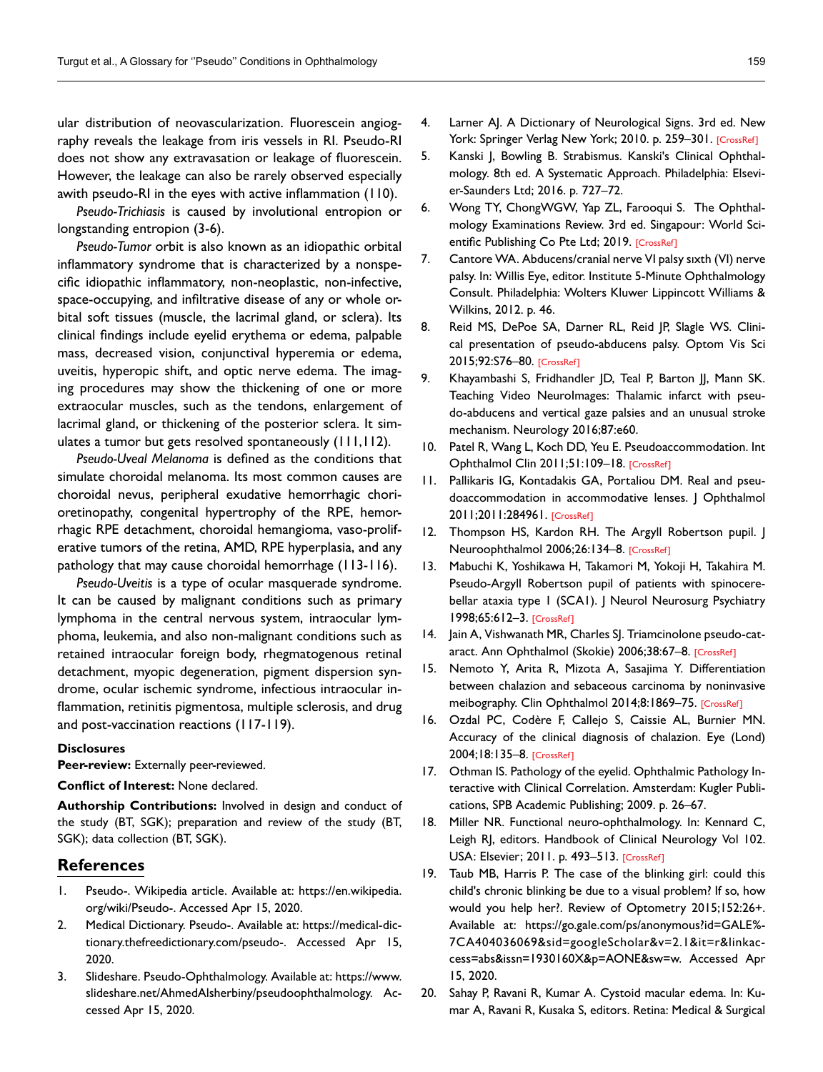ular distribution of neovascularization. Fluorescein angiography reveals the leakage from iris vessels in RI. Pseudo-RI does not show any extravasation or leakage of fluorescein. However, the leakage can also be rarely observed especially awith pseudo-RI in the eyes with active inflammation (110).

*Pseudo-Trichiasis* is caused by involutional entropion or longstanding entropion (3-6).

*Pseudo-Tumor* orbit is also known as an idiopathic orbital inflammatory syndrome that is characterized by a nonspecific idiopathic inflammatory, non-neoplastic, non-infective, space-occupying, and infiltrative disease of any or whole orbital soft tissues (muscle, the lacrimal gland, or sclera). Its clinical findings include eyelid erythema or edema, palpable mass, decreased vision, conjunctival hyperemia or edema, uveitis, hyperopic shift, and optic nerve edema. The imaging procedures may show the thickening of one or more extraocular muscles, such as the tendons, enlargement of lacrimal gland, or thickening of the posterior sclera. It simulates a tumor but gets resolved spontaneously (111,112).

*Pseudo-Uveal Melanoma* is defined as the conditions that simulate choroidal melanoma. Its most common causes are choroidal nevus, peripheral exudative hemorrhagic chorioretinopathy, congenital hypertrophy of the RPE, hemorrhagic RPE detachment, choroidal hemangioma, vaso-proliferative tumors of the retina, AMD, RPE hyperplasia, and any pathology that may cause choroidal hemorrhage (113-116).

*Pseudo-Uveitis* is a type of ocular masquerade syndrome. It can be caused by malignant conditions such as primary lymphoma in the central nervous system, intraocular lymphoma, leukemia, and also non-malignant conditions such as retained intraocular foreign body, rhegmatogenous retinal detachment, myopic degeneration, pigment dispersion syndrome, ocular ischemic syndrome, infectious intraocular inflammation, retinitis pigmentosa, multiple sclerosis, and drug and post-vaccination reactions (117-119).

**Disclosures**

**Peer-review:** Externally peer-reviewed.

**Conflict of Interest:** None declared.

**Authorship Contributions:** Involved in design and conduct of the study (BT, SGK); preparation and review of the study (BT, SGK); data collection (BT, SGK).

## References

1. Pseudo-. Wikipedia article. Available at: https://en.wikipedia.org/wiki/Pseudo-. Accessed Apr 15, 2020.
2. Medical Dictionary. Pseudo-. Available at: https://medical-dictionary.thefreedictionary.com/pseudo-. Accessed Apr 15, 2020.
3. Slideshare. Pseudo-Ophthalmology. Available at: https://www.slideshare.net/AhmedAlsherbiny/pseudoophthalmology. Accessed Apr 15, 2020.
4. Larner AJ. A Dictionary of Neurological Signs. 3rd ed. New York: Springer Verlag New York; 2010. p. 259–301. [CrossRef]
5. Kanski J, Bowling B. Strabismus. Kanski's Clinical Ophthalmology. 8th ed. A Systematic Approach. Philadelphia: Elsevier-Saunders Ltd; 2016. p. 727–72.
6. Wong TY, ChongWGW, Yap ZL, Farooqui S. The Ophthalmology Examinations Review. 3rd ed. Singapour: World Scientific Publishing Co Pte Ltd; 2019. [CrossRef]
7. Cantore WA. Abducens/cranial nerve VI palsy sıxth (VI) nerve palsy. In: Willis Eye, editor. Institute 5-Minute Ophthalmology Consult. Philadelphia: Wolters Kluwer Lippincott Williams & Wilkins, 2012. p. 46.
8. Reid MS, DePoe SA, Darner RL, Reid JP, Slagle WS. Clinical presentation of pseudo-abducens palsy. Optom Vis Sci 2015;92:S76–80. [CrossRef]
9. Khayambashi S, Fridhandler JD, Teal P, Barton JJ, Mann SK. Teaching Video NeuroImages: Thalamic infarct with pseudo-abducens and vertical gaze palsies and an unusual stroke mechanism. Neurology 2016;87:e60.
10. Patel R, Wang L, Koch DD, Yeu E. Pseudoaccommodation. Int Ophthalmol Clin 2011;51:109–18. [CrossRef]
11. Pallikaris IG, Kontadakis GA, Portaliou DM. Real and pseudoaccommodation in accommodative lenses. J Ophthalmol 2011;2011:284961. [CrossRef]
12. Thompson HS, Kardon RH. The Argyll Robertson pupil. J Neuroophthalmol 2006;26:134–8. [CrossRef]
13. Mabuchi K, Yoshikawa H, Takamori M, Yokoji H, Takahira M. Pseudo-Argyll Robertson pupil of patients with spinocerebellar ataxia type 1 (SCA1). J Neurol Neurosurg Psychiatry 1998;65:612–3. [CrossRef]
14. Jain A, Vishwanath MR, Charles SJ. Triamcinolone pseudo-cataract. Ann Ophthalmol (Skokie) 2006;38:67–8. [CrossRef]
15. Nemoto Y, Arita R, Mizota A, Sasajima Y. Differentiation between chalazion and sebaceous carcinoma by noninvasive meibography. Clin Ophthalmol 2014;8:1869–75. [CrossRef]
16. Ozdal PC, Codère F, Callejo S, Caissie AL, Burnier MN. Accuracy of the clinical diagnosis of chalazion. Eye (Lond) 2004;18:135–8. [CrossRef]
17. Othman IS. Pathology of the eyelid. Ophthalmic Pathology Interactive with Clinical Correlation. Amsterdam: Kugler Publications, SPB Academic Publishing; 2009. p. 26–67.
18. Miller NR. Functional neuro-ophthalmology. In: Kennard C, Leigh RJ, editors. Handbook of Clinical Neurology Vol 102. USA: Elsevier; 2011. p. 493–513. [CrossRef]
19. Taub MB, Harris P. The case of the blinking girl: could this child's chronic blinking be due to a visual problem? If so, how would you help her?. Review of Optometry 2015;152:26+. Available at: https://go.gale.com/ps/anonymous?id=GALE%7CA404036069&sid=googleScholar&v=2.1&it=r&linkaccess=abs&issn=1930160X&p=AONE&sw=w. Accessed Apr 15, 2020.
20. Sahay P, Ravani R, Kumar A. Cystoid macular edema. In: Kumar A, Ravani R, Kusaka S, editors. Retina: Medical & Surgical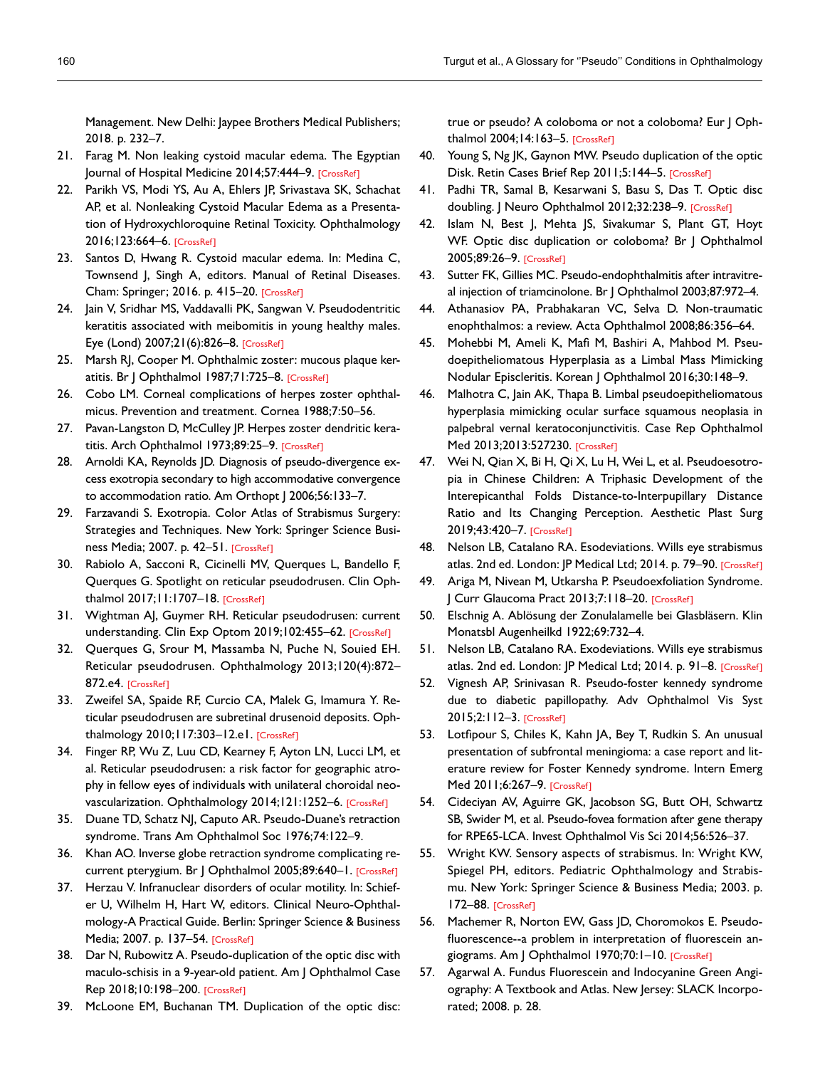Management. New Delhi: Jaypee Brothers Medical Publishers; 2018. p. 232–7.

21. Farag M. Non leaking cystoid macular edema. The Egyptian Journal of Hospital Medicine 2014;57:444–9. [CrossRef]
22. Parikh VS, Modi YS, Au A, Ehlers JP, Srivastava SK, Schachat AP, et al. Nonleaking Cystoid Macular Edema as a Presentation of Hydroxychloroquine Retinal Toxicity. Ophthalmology 2016;123:664–6. [CrossRef]
23. Santos D, Hwang R. Cystoid macular edema. In: Medina C, Townsend J, Singh A, editors. Manual of Retinal Diseases. Cham: Springer; 2016. p. 415–20. [CrossRef]
24. Jain V, Sridhar MS, Vaddavalli PK, Sangwan V. Pseudodentritic keratitis associated with meibomitis in young healthy males. Eye (Lond) 2007;21(6):826–8. [CrossRef]
25. Marsh RJ, Cooper M. Ophthalmic zoster: mucous plaque keratitis. Br J Ophthalmol 1987;71:725–8. [CrossRef]
26. Cobo LM. Corneal complications of herpes zoster ophthalmicus. Prevention and treatment. Cornea 1988;7:50–56.
27. Pavan-Langston D, McCulley JP. Herpes zoster dendritic keratitis. Arch Ophthalmol 1973;89:25–9. [CrossRef]
28. Arnoldi KA, Reynolds JD. Diagnosis of pseudo-divergence excess exotropia secondary to high accommodative convergence to accommodation ratio. Am Orthopt J 2006;56:133–7.
29. Farzavandi S. Exotropia. Color Atlas of Strabismus Surgery: Strategies and Techniques. New York: Springer Science Business Media; 2007. p. 42–51. [CrossRef]
30. Rabiolo A, Sacconi R, Cicinelli MV, Querques L, Bandello F, Querques G. Spotlight on reticular pseudodrusen. Clin Ophthalmol 2017;11:1707–18. [CrossRef]
31. Wightman AJ, Guymer RH. Reticular pseudodrusen: current understanding. Clin Exp Optom 2019;102:455–62. [CrossRef]
32. Querques G, Srour M, Massamba N, Puche N, Souied EH. Reticular pseudodrusen. Ophthalmology 2013;120(4):872–872.e4. [CrossRef]
33. Zweifel SA, Spaide RF, Curcio CA, Malek G, Imamura Y. Reticular pseudodrusen are subretinal drusenoid deposits. Ophthalmology 2010;117:303–12.e1. [CrossRef]
34. Finger RP, Wu Z, Luu CD, Kearney F, Ayton LN, Lucci LM, et al. Reticular pseudodrusen: a risk factor for geographic atrophy in fellow eyes of individuals with unilateral choroidal neovascularization. Ophthalmology 2014;121:1252–6. [CrossRef]
35. Duane TD, Schatz NJ, Caputo AR. Pseudo-Duane's retraction syndrome. Trans Am Ophthalmol Soc 1976;74:122–9.
36. Khan AO. Inverse globe retraction syndrome complicating recurrent pterygium. Br J Ophthalmol 2005;89:640–1. [CrossRef]
37. Herzau V. Infranuclear disorders of ocular motility. In: Schiefer U, Wilhelm H, Hart W, editors. Clinical Neuro-Ophthalmology-A Practical Guide. Berlin: Springer Science & Business Media; 2007. p. 137–54. [CrossRef]
38. Dar N, Rubowitz A. Pseudo-duplication of the optic disc with maculo-schisis in a 9-year-old patient. Am J Ophthalmol Case Rep 2018;10:198–200. [CrossRef]
39. McLoone EM, Buchanan TM. Duplication of the optic disc: true or pseudo? A coloboma or not a coloboma? Eur J Ophthalmol 2004;14:163–5. [CrossRef]
40. Young S, Ng JK, Gaynon MW. Pseudo duplication of the optic Disk. Retin Cases Brief Rep 2011;5:144–5. [CrossRef]
41. Padhi TR, Samal B, Kesarwani S, Basu S, Das T. Optic disc doubling. J Neuro Ophthalmol 2012;32:238–9. [CrossRef]
42. Islam N, Best J, Mehta JS, Sivakumar S, Plant GT, Hoyt WF. Optic disc duplication or coloboma? Br J Ophthalmol 2005;89:26–9. [CrossRef]
43. Sutter FK, Gillies MC. Pseudo-endophthalmitis after intravitreal injection of triamcinolone. Br J Ophthalmol 2003;87:972–4.
44. Athanasiov PA, Prabhakaran VC, Selva D. Non-traumatic enophthalmos: a review. Acta Ophthalmol 2008;86:356–64.
45. Mohebbi M, Ameli K, Mafi M, Bashiri A, Mahbod M. Pseudoepitheliomatous Hyperplasia as a Limbal Mass Mimicking Nodular Episcleritis. Korean J Ophthalmol 2016;30:148–9.
46. Malhotra C, Jain AK, Thapa B. Limbal pseudoepitheliomatous hyperplasia mimicking ocular surface squamous neoplasia in palpebral vernal keratoconjunctivitis. Case Rep Ophthalmol Med 2013;2013:527230. [CrossRef]
47. Wei N, Qian X, Bi H, Qi X, Lu H, Wei L, et al. Pseudoesotropia in Chinese Children: A Triphasic Development of the Interepicanthal Folds Distance-to-Interpupillary Distance Ratio and Its Changing Perception. Aesthetic Plast Surg 2019;43:420–7. [CrossRef]
48. Nelson LB, Catalano RA. Esodeviations. Wills eye strabismus atlas. 2nd ed. London: JP Medical Ltd; 2014. p. 79–90. [CrossRef]
49. Ariga M, Nivean M, Utkarsha P. Pseudoexfoliation Syndrome. J Curr Glaucoma Pract 2013;7:118–20. [CrossRef]
50. Elschnig A. Ablösung der Zonulalamelle bei Glasbläsern. Klin Monatsbl Augenheilkd 1922;69:732–4.
51. Nelson LB, Catalano RA. Exodeviations. Wills eye strabismus atlas. 2nd ed. London: JP Medical Ltd; 2014. p. 91–8. [CrossRef]
52. Vignesh AP, Srinivasan R. Pseudo-foster kennedy syndrome due to diabetic papillopathy. Adv Ophthalmol Vis Syst 2015;2:112–3. [CrossRef]
53. Lotfipour S, Chiles K, Kahn JA, Bey T, Rudkin S. An unusual presentation of subfrontal meningioma: a case report and literature review for Foster Kennedy syndrome. Intern Emerg Med 2011;6:267–9. [CrossRef]
54. Cideciyan AV, Aguirre GK, Jacobson SG, Butt OH, Schwartz SB, Swider M, et al. Pseudo-fovea formation after gene therapy for RPE65-LCA. Invest Ophthalmol Vis Sci 2014;56:526–37.
55. Wright KW. Sensory aspects of strabismus. In: Wright KW, Spiegel PH, editors. Pediatric Ophthalmology and Strabismu. New York: Springer Science & Business Media; 2003. p. 172–88. [CrossRef]
56. Machemer R, Norton EW, Gass JD, Choromokos E. Pseudofluorescence--a problem in interpretation of fluorescein angiograms. Am J Ophthalmol 1970;70:1–10. [CrossRef]
57. Agarwal A. Fundus Fluorescein and Indocyanine Green Angiography: A Textbook and Atlas. New Jersey: SLACK Incorporated; 2008. p. 28.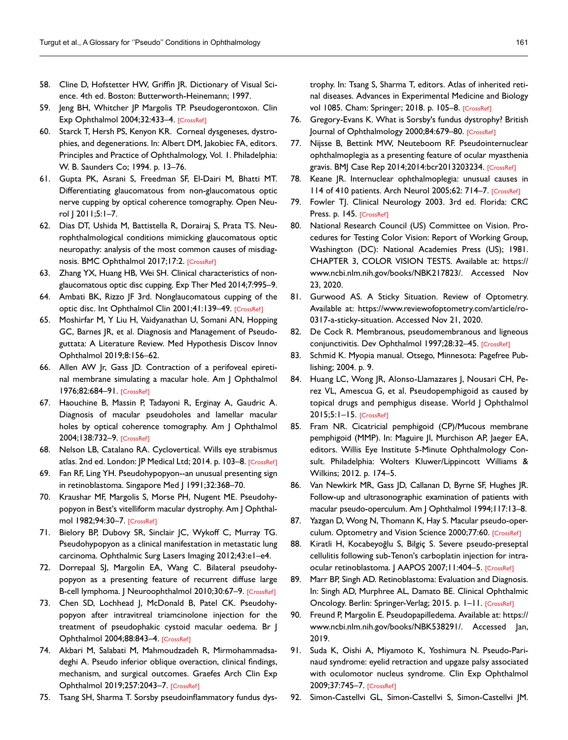58. Cline D, Hofstetter HW, Griffin JR. Dictionary of Visual Science. 4th ed. Boston: Butterworth-Heinemann; 1997.
59. Jeng BH, Whitcher JP Margolis TP. Pseudogerontoxon. Clin Exp Ophthalmol 2004;32:433–4. [CrossRef]
60. Starck T, Hersh PS, Kenyon KR. Corneal dysgeneses, dystrophies, and degenerations. In: Albert DM, Jakobiec FA, editors. Principles and Practice of Ophthalmology, Vol. 1. Philadelphia: W. B. Saunders Co; 1994. p. 13–76.
61. Gupta PK, Asrani S, Freedman SF, El-Dairi M, Bhatti MT. Differentiating glaucomatous from non-glaucomatous optic nerve cupping by optical coherence tomography. Open Neurol J 2011;5:1–7.
62. Dias DT, Ushida M, Battistella R, Dorairaj S, Prata TS. Neurophthalmological conditions mimicking glaucomatous optic neuropathy: analysis of the most common causes of misdiagnosis. BMC Ophthalmol 2017;17:2. [CrossRef]
63. Zhang YX, Huang HB, Wei SH. Clinical characteristics of nonglaucomatous optic disc cupping. Exp Ther Med 2014;7:995–9.
64. Ambati BK, Rizzo JF 3rd. Nonglaucomatous cupping of the optic disc. Int Ophthalmol Clin 2001;41:139–49. [CrossRef]
65. Moshirfar M, Y Liu H, Vaidyanathan U, Somani AN, Hopping GC, Barnes JR, et al. Diagnosis and Management of Pseudoguttata: A Literature Review. Med Hypothesis Discov Innov Ophthalmol 2019;8:156–62.
66. Allen AW Jr, Gass JD. Contraction of a perifoveal epiretinal membrane simulating a macular hole. Am J Ophthalmol 1976;82:684–91. [CrossRef]
67. Haouchine B, Massin P, Tadayoni R, Erginay A, Gaudric A. Diagnosis of macular pseudoholes and lamellar macular holes by optical coherence tomography. Am J Ophthalmol 2004;138:732–9. [CrossRef]
68. Nelson LB, Catalano RA. Cyclovertical. Wills eye strabismus atlas. 2nd ed. London: JP Medical Ltd; 2014. p. 103–8. [CrossRef]
69. Fan RF, Ling YH. Pseudohypopyon--an unusual presenting sign in retinoblastoma. Singapore Med J 1991;32:368–70.
70. Kraushar MF, Margolis S, Morse PH, Nugent ME. Pseudohypopyon in Best's vitelliform macular dystrophy. Am J Ophthalmol 1982;94:30–7. [CrossRef]
71. Bielory BP, Dubovy SR, Sinclair JC, Wykoff C, Murray TG. Pseudohypopyon as a clinical manifestation in metastatic lung carcinoma. Ophthalmic Surg Lasers Imaging 2012;43:e1–e4.
72. Dorrepaal SJ, Margolin EA, Wang C. Bilateral pseudohypopyon as a presenting feature of recurrent diffuse large B-cell lymphoma. J Neuroophthalmol 2010;30:67–9. [CrossRef]
73. Chen SD, Lochhead J, McDonald B, Patel CK. Pseudohypopyon after intravitreal triamcinolone injection for the treatment of pseudophakic cystoid macular oedema. Br J Ophthalmol 2004;88:843–4. [CrossRef]
74. Akbari M, Salabati M, Mahmoudzadeh R, Mirmohammadsadeghi A. Pseudo inferior oblique overaction, clinical findings, mechanism, and surgical outcomes. Graefes Arch Clin Exp Ophthalmol 2019;257:2043–7. [CrossRef]
75. Tsang SH, Sharma T. Sorsby pseudoinflammatory fundus dystrophy. In: Tsang S, Sharma T, editors. Atlas of inherited retinal diseases. Advances in Experimental Medicine and Biology vol 1085. Cham: Springer; 2018. p. 105–8. [CrossRef]
76. Gregory-Evans K. What is Sorsby's fundus dystrophy? British Journal of Ophthalmology 2000;84:679–80. [CrossRef]
77. Nijsse B, Bettink MW, Neuteboom RF. Pseudointernuclear ophthalmoplegia as a presenting feature of ocular myasthenia gravis. BMJ Case Rep 2014;2014:bcr2013203234. [CrossRef]
78. Keane JR. Internuclear ophthalmoplegia: unusual causes in 114 of 410 patients. Arch Neurol 2005;62: 714–7. [CrossRef]
79. Fowler TJ. Clinical Neurology 2003. 3rd ed. Florida: CRC Press. p. 145. [CrossRef]
80. National Research Council (US) Committee on Vision. Procedures for Testing Color Vision: Report of Working Group, Washington (DC): National Academies Press (US); 1981. CHAPTER 3, COLOR VISION TESTS. Available at: https://www.ncbi.nlm.nih.gov/books/NBK217823/. Accessed Nov 23, 2020.
81. Gurwood AS. A Sticky Situation. Review of Optometry. Available at: https://www.reviewofoptometry.com/article/ro-0317-a-sticky-situation. Accessed Nov 21, 2020.
82. De Cock R. Membranous, pseudomembranous and ligneous conjunctivitis. Dev Ophthalmol 1997;28:32–45. [CrossRef]
83. Schmid K. Myopia manual. Otsego, Minnesota: Pagefree Publishing; 2004. p. 9.
84. Huang LC, Wong JR, Alonso-Llamazares J, Nousari CH, Perez VL, Amescua G, et al. Pseudopemphigoid as caused by topical drugs and pemphigus disease. World J Ophthalmol 2015;5:1–15. [CrossRef]
85. Fram NR. Cicatricial pemphigoid (CP)/Mucous membrane pemphigoid (MMP). In: Maguire JI, Murchison AP, Jaeger EA, editors. Willis Eye Institute 5-Minute Ophthalmology Consult. Philadelphia: Wolters Kluwer/Lippincott Williams & Wilkins; 2012. p. 174–5.
86. Van Newkirk MR, Gass JD, Callanan D, Byrne SF, Hughes JR. Follow-up and ultrasonographic examination of patients with macular pseudo-operculum. Am J Ophthalmol 1994;117:13–8.
87. Yazgan D, Wong N, Thomann K, Hay S. Macular pseudo-operculum. Optometry and Vision Science 2000;77:60. [CrossRef]
88. Kiratli H, Kocabeyoğlu S, Bilgiç S. Severe pseudo-preseptal cellulitis following sub-Tenon's carboplatin injection for intraocular retinoblastoma. J AAPOS 2007;11:404–5. [CrossRef]
89. Marr BP, Singh AD. Retinoblastoma: Evaluation and Diagnosis. In: Singh AD, Murphree AL, Damato BE. Clinical Ophthalmic Oncology. Berlin: Springer-Verlag; 2015. p. 1–11. [CrossRef]
90. Freund P, Margolin E. Pseudopapilledema. Available at: https://www.ncbi.nlm.nih.gov/books/NBK538291/. Accessed Jan, 2019.
91. Suda K, Oishi A, Miyamoto K, Yoshimura N. Pseudo-Parinaud syndrome: eyelid retraction and upgaze palsy associated with oculomotor nucleus syndrome. Clin Exp Ophthalmol 2009;37:745–7. [CrossRef]
92. Simon-Castellvi GL, Simon-Castellvi S, Simon-Castellvi JM.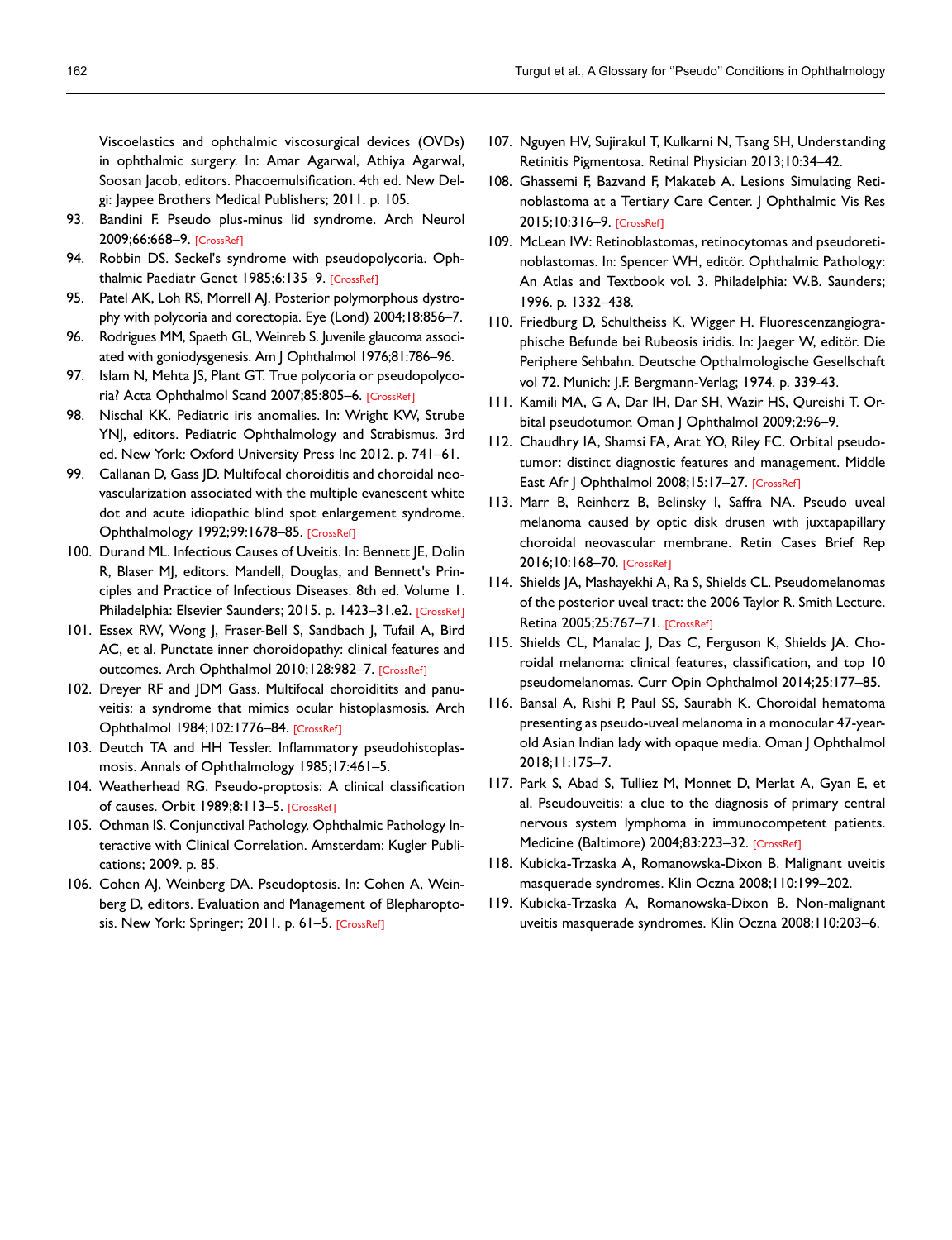Viscoelastics and ophthalmic viscosurgical devices (OVDs) in ophthalmic surgery. In: Amar Agarwal, Athiya Agarwal, Soosan Jacob, editors. Phacoemulsification. 4th ed. New Delgi: Jaypee Brothers Medical Publishers; 2011. p. 105.

93. Bandini F. Pseudo plus-minus lid syndrome. Arch Neurol 2009;66:668–9. [CrossRef]
94. Robbin DS. Seckel's syndrome with pseudopolycoria. Ophthalmic Paediatr Genet 1985;6:135–9. [CrossRef]
95. Patel AK, Loh RS, Morrell AJ. Posterior polymorphous dystrophy with polycoria and corectopia. Eye (Lond) 2004;18:856–7.
96. Rodrigues MM, Spaeth GL, Weinreb S. Juvenile glaucoma associated with goniodysgenesis. Am J Ophthalmol 1976;81:786–96.
97. Islam N, Mehta JS, Plant GT. True polycoria or pseudopolycoria? Acta Ophthalmol Scand 2007;85:805–6. [CrossRef]
98. Nischal KK. Pediatric iris anomalies. In: Wright KW, Strube YNJ, editors. Pediatric Ophthalmology and Strabismus. 3rd ed. New York: Oxford University Press Inc 2012. p. 741–61.
99. Callanan D, Gass JD. Multifocal choroiditis and choroidal neovascularization associated with the multiple evanescent white dot and acute idiopathic blind spot enlargement syndrome. Ophthalmology 1992;99:1678–85. [CrossRef]
100. Durand ML. Infectious Causes of Uveitis. In: Bennett JE, Dolin R, Blaser MJ, editors. Mandell, Douglas, and Bennett's Principles and Practice of Infectious Diseases. 8th ed. Volume 1. Philadelphia: Elsevier Saunders; 2015. p. 1423–31.e2. [CrossRef]
101. Essex RW, Wong J, Fraser-Bell S, Sandbach J, Tufail A, Bird AC, et al. Punctate inner choroidopathy: clinical features and outcomes. Arch Ophthalmol 2010;128:982–7. [CrossRef]
102. Dreyer RF and JDM Gass. Multifocal choroiditits and panuveitis: a syndrome that mimics ocular histoplasmosis. Arch Ophthalmol 1984;102:1776–84. [CrossRef]
103. Deutch TA and HH Tessler. Inflammatory pseudohistoplasmosis. Annals of Ophthalmology 1985;17:461–5.
104. Weatherhead RG. Pseudo-proptosis: A clinical classification of causes. Orbit 1989;8:113–5. [CrossRef]
105. Othman IS. Conjunctival Pathology. Ophthalmic Pathology Interactive with Clinical Correlation. Amsterdam: Kugler Publications; 2009. p. 85.
106. Cohen AJ, Weinberg DA. Pseudoptosis. In: Cohen A, Weinberg D, editors. Evaluation and Management of Blepharoptosis. New York: Springer; 2011. p. 61–5. [CrossRef]
107. Nguyen HV, Sujirakul T, Kulkarni N, Tsang SH, Understanding Retinitis Pigmentosa. Retinal Physician 2013;10:34–42.
108. Ghassemi F, Bazvand F, Makateb A. Lesions Simulating Retinoblastoma at a Tertiary Care Center. J Ophthalmic Vis Res 2015;10:316–9. [CrossRef]
109. McLean IW: Retinoblastomas, retinocytomas and pseudoretinoblastomas. In: Spencer WH, editör. Ophthalmic Pathology: An Atlas and Textbook vol. 3. Philadelphia: W.B. Saunders; 1996. p. 1332–438.
110. Friedburg D, Schultheiss K, Wigger H. Fluorescenzangiographische Befunde bei Rubeosis iridis. In: Jaeger W, editör. Die Periphere Sehbahn. Deutsche Opthalologische Gesellschaft vol 72. Munich: J.F. Bergmann-Verlag; 1974. p. 339-43.
111. Kamili MA, G A, Dar IH, Dar SH, Wazir HS, Qureishi T. Orbital pseudotumor. Oman J Ophthalmol 2009;2:96–9.
112. Chaudhry IA, Shamsi FA, Arat YO, Riley FC. Orbital pseudotumor: distinct diagnostic features and management. Middle East Afr J Ophthalmol 2008;15:17–27. [CrossRef]
113. Marr B, Reinherz B, Belinsky I, Saffra NA. Pseudo uveal melanoma caused by optic disk drusen wıth juxtapapillary choroidal neovascular membrane. Retin Cases Brief Rep 2016;10:168–70. [CrossRef]
114. Shields JA, Mashayekhi A, Ra S, Shields CL. Pseudomelanomas of the posterior uveal tract: the 2006 Taylor R. Smith Lecture. Retina 2005;25:767–71. [CrossRef]
115. Shields CL, Manalac J, Das C, Ferguson K, Shields JA. Choroidal melanoma: clinical features, classification, and top 10 pseudomelanomas. Curr Opin Ophthalmol 2014;25:177–85.
116. Bansal A, Rishi P, Paul SS, Saurabh K. Choroidal hematoma presenting as pseudo-uveal melanoma in a monocular 47-year-old Asian Indian lady with opaque media. Oman J Ophthalmol 2018;11:175–7.
117. Park S, Abad S, Tulliez M, Monnet D, Merlat A, Gyan E, et al. Pseudouveitis: a clue to the diagnosis of primary central nervous system lymphoma in immunocompetent patients. Medicine (Baltimore) 2004;83:223–32. [CrossRef]
118. Kubicka-Trzaska A, Romanowska-Dixon B. Malignant uveitis masquerade syndromes. Klin Oczna 2008;110:199–202.
119. Kubicka-Trzaska A, Romanowska-Dixon B. Non-malignant uveitis masquerade syndromes. Klin Oczna 2008;110:203–6.